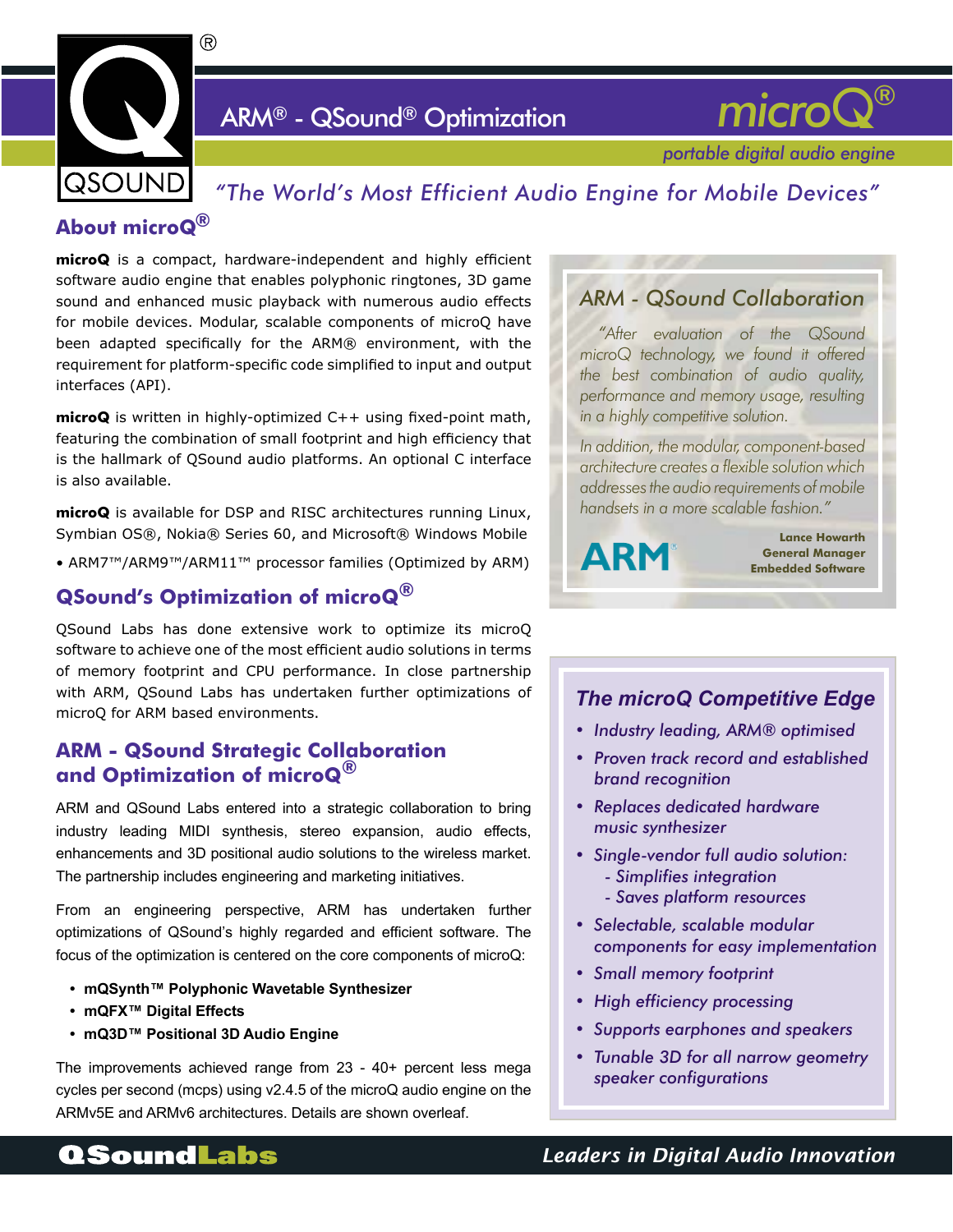# ARM® - QSound® Optimization

**microQ®**

*portable digital audio engine*

*"The World's Most Efficient Audio Engine for Mobile Devices"*

## About microQ®

**microQ** is a compact, hardware-independent and highly efficient software audio engine that enables polyphonic ringtones, 3D game sound and enhanced music playback with numerous audio effects for mobile devices. Modular, scalable components of microQ have been adapted specifically for the ARM® environment, with the requirement for platform-specific code simplified to input and output interfaces (API).

**microQ** is written in highly-optimized C++ using fixed-point math, featuring the combination of small footprint and high efficiency that is the hallmark of QSound audio platforms. An optional C interface is also available.

**microQ** is available for DSP and RISC architectures running Linux, Symbian OS®, Nokia® Series 60, and Microsoft® Windows Mobile

- ARM7™/ARM9™/ARM11™ processor families (Optimized by ARM)

## QSound's Optimization of microQ®

QSound Labs has done extensive work to optimize its microQ software to achieve one of the most efficient audio solutions in terms of memory footprint and CPU performance. In close partnership with ARM, QSound Labs has undertaken further optimizations of microQ for ARM based environments.

## ARM - QSound Strategic Collaboration and Optimization of microQ®

ARM and QSound Labs entered into a strategic collaboration to bring industry leading MIDI synthesis, stereo expansion, audio effects, enhancements and 3D positional audio solutions to the wireless market. The partnership includes engineering and marketing initiatives.

From an engineering perspective, ARM has undertaken further optimizations of QSound's highly regarded and efficient software. The focus of the optimization is centered on the core components of microQ:

- **mQSynth™ Polyphonic Wavetable Synthesizer**
- **mQFX™ Digital Effects**
- **mQ3D™ Positional 3D Audio Engine**

The improvements achieved range from 23 - 40+ percent less mega cycles per second (mcps) using v2.4.5 of the microQ audio engine on the ARMv5E and ARMv6 architectures. Details are shown overleaf.

### ARM - QSound Collaboration

*"After evaluation of the QSound microQ technology, we found it offered the best combination of audio quality, performance and memory usage, resulting in a highly competitive solution.*

*In addition, the modular, component-based architecture creates a flexible solution which addresses the audio requirements of mobile handsets in a more scalable fashion."*

ARM

**Lance Howarth**
**General Manager**
**Embedded Software**

### *The microQ Competitive Edge*

- *Industry leading, ARM® optimised*
- *Proven track record and established brand recognition*
- *Replaces dedicated hardware music synthesizer*
- *Single-vendor full audio solution:*
  - *Simplifies integration*
  - *Saves platform resources*
- *Selectable, scalable modular components for easy implementation*
- *Small memory footprint*
- *High efficiency processing*
- *Supports earphones and speakers*
- *Tunable 3D for all narrow geometry speaker configurations*

**QSoundLabs** *Leaders in Digital Audio Innovation*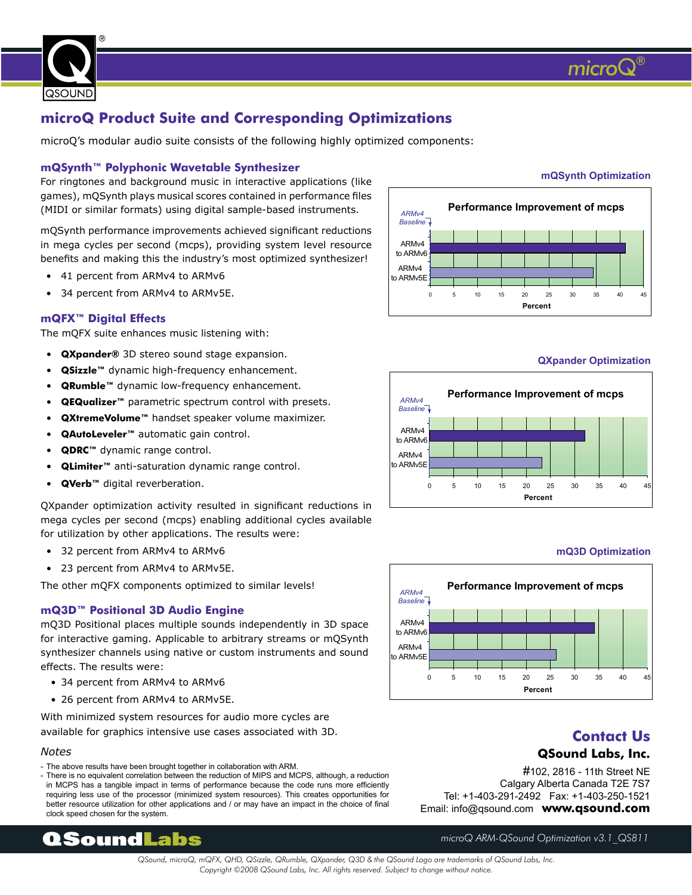# microQ Product Suite and Corresponding Optimizations

microQ's modular audio suite consists of the following highly optimized components:

### mQSynth™ Polyphonic Wavetable Synthesizer

For ringtones and background music in interactive applications (like games), mQSynth plays musical scores contained in performance files (MIDI or similar formats) using digital sample-based instruments.

mQSynth performance improvements achieved significant reductions in mega cycles per second (mcps), providing system level resource benefits and making this the industry's most optimized synthesizer!

- 41 percent from ARMv4 to ARMv6
- 34 percent from ARMv4 to ARMv5E.

**mQSynth Optimization**

Performance Improvement of mcps

ARMv4 Baseline

ARMv4 to ARMv6

ARMv4 to ARMv5E

0 5 10 15 20 25 30 35 40 45

Percent

### mQFX™ Digital Effects

The mQFX suite enhances music listening with:

- **QXpander®** 3D stereo sound stage expansion.
- **QSizzle™** dynamic high-frequency enhancement.
- **QRumble™** dynamic low-frequency enhancement.
- **QEQualizer™** parametric spectrum control with presets.
- **QXtremeVolume™** handset speaker volume maximizer.
- **QAutoLeveler™** automatic gain control.
- **QDRC™** dynamic range control.
- **QLimiter™** anti-saturation dynamic range control.
- **QVerb™** digital reverberation.

QXpander optimization activity resulted in significant reductions in mega cycles per second (mcps) enabling additional cycles available for utilization by other applications. The results were:

- 32 percent from ARMv4 to ARMv6
- 23 percent from ARMv4 to ARMv5E.

The other mQFX components optimized to similar levels!

**QXpander Optimization**

Performance Improvement of mcps

ARMv4 Baseline

ARMv4 to ARMv6

ARMv4 to ARMv5E

0 5 10 15 20 25 30 35 40 45

Percent

### mQ3D™ Positional 3D Audio Engine

mQ3D Positional places multiple sounds independently in 3D space for interactive gaming. Applicable to arbitrary streams or mQSynth synthesizer channels using native or custom instruments and sound effects. The results were:

- 34 percent from ARMv4 to ARMv6
- 26 percent from ARMv4 to ARMv5E.

With minimized system resources for audio more cycles are available for graphics intensive use cases associated with 3D.

**mQ3D Optimization**

Performance Improvement of mcps

ARMv4 Baseline

ARMv4 to ARMv6

ARMv4 to ARMv5E

0 5 10 15 20 25 30 35 40 45

Percent

*Notes*

- The above results have been brought together in collaboration with ARM.
- There is no equivalent correlation between the reduction of MIPS and MCPS, although, a reduction in MCPS has a tangible impact in terms of performance because the code runs more efficiently requiring less use of the processor (minimized system resources). This creates opportunities for better resource utilization for other applications and / or may have an impact in the choice of final clock speed chosen for the system.

## Contact Us

**QSound Labs, Inc.**

#102, 2816 - 11th Street NE
Calgary Alberta Canada T2E 7S7
Tel: +1-403-291-2492 Fax: +1-403-250-1521
Email: info@qsound.com **www.qsound.com**

QSoundLabs

*microQ ARM-QSound Optimization v3.1_QS811*

*QSound, microQ, mQFX, QHD, QSizzle, QRumble, QXpander, Q3D & the QSound Logo are trademarks of QSound Labs, Inc. Copyright ©2008 QSound Labs, Inc. All rights reserved. Subject to change without notice.*